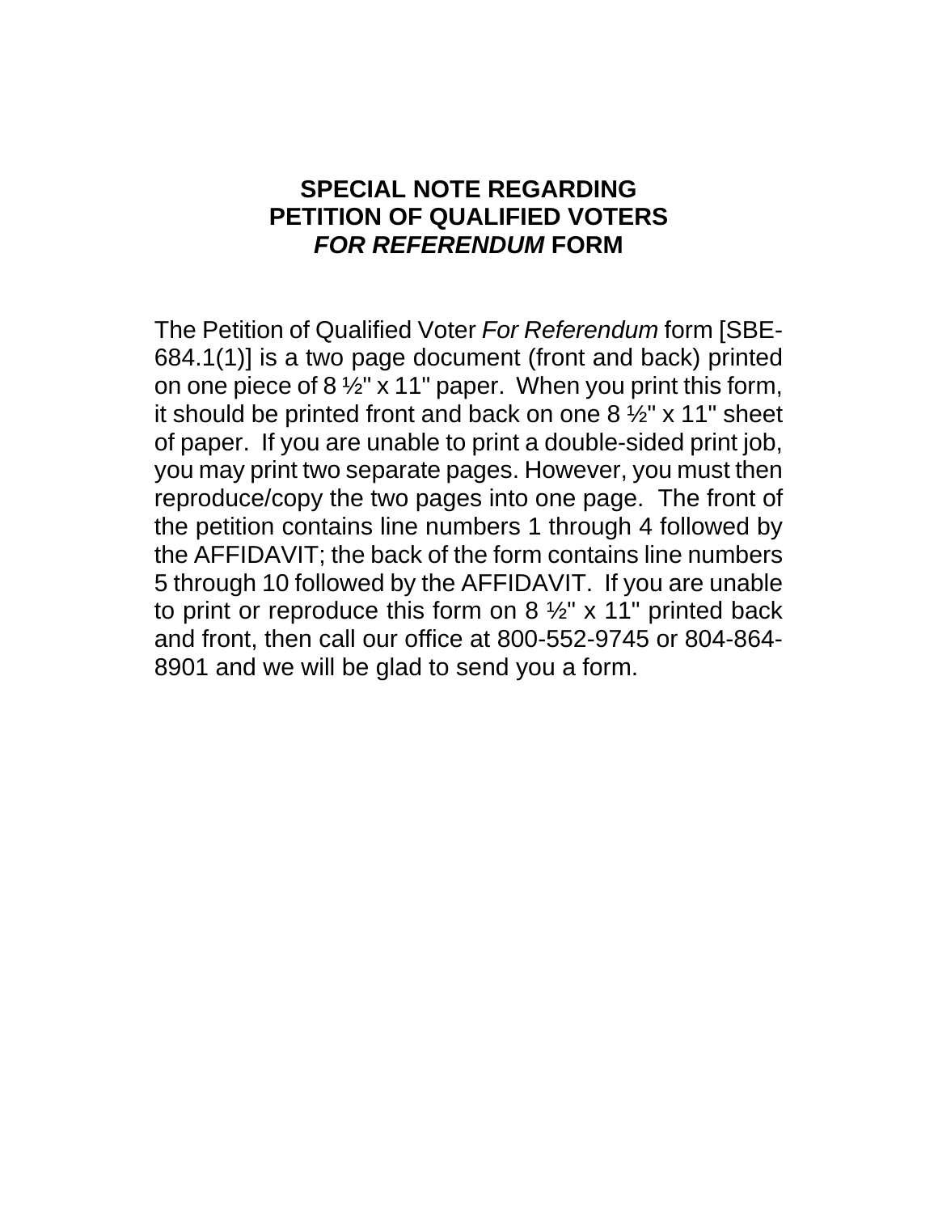# SPECIAL NOTE REGARDING PETITION OF QUALIFIED VOTERS *FOR REFERENDUM* FORM

The Petition of Qualified Voter *For Referendum* form [SBE-684.1(1)] is a two page document (front and back) printed on one piece of 8 ½" x 11" paper. When you print this form, it should be printed front and back on one 8 ½" x 11" sheet of paper. If you are unable to print a double-sided print job, you may print two separate pages. However, you must then reproduce/copy the two pages into one page. The front of the petition contains line numbers 1 through 4 followed by the AFFIDAVIT; the back of the form contains line numbers 5 through 10 followed by the AFFIDAVIT. If you are unable to print or reproduce this form on 8 ½" x 11" printed back and front, then call our office at 800-552-9745 or 804-864-8901 and we will be glad to send you a form.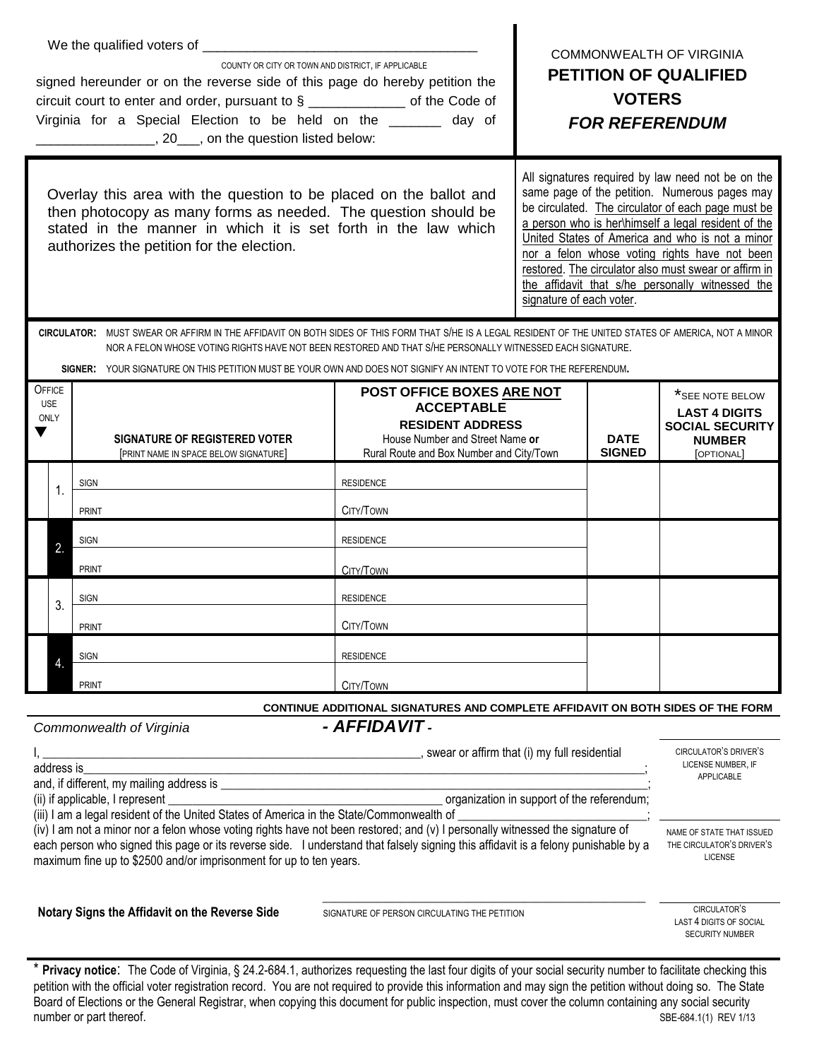We the qualified voters of ______________________________________

COUNTY OR CITY OR TOWN AND DISTRICT, IF APPLICABLE

signed hereunder or on the reverse side of this page do hereby petition the circuit court to enter and order, pursuant to § _____________ of the Code of Virginia for a Special Election to be held on the _______ day of ________________, 20___, on the question listed below:

COMMONWEALTH OF VIRGINIA

# PETITION OF QUALIFIED VOTERS *FOR REFERENDUM*

Overlay this area with the question to be placed on the ballot and then photocopy as many forms as needed. The question should be stated in the manner in which it is set forth in the law which authorizes the petition for the election.

All signatures required by law need not be on the same page of the petition. Numerous pages may be circulated. The circulator of each page must be a person who is her\himself a legal resident of the United States of America and who is not a minor nor a felon whose voting rights have not been restored. The circulator also must swear or affirm in the affidavit that s/he personally witnessed the signature of each voter.

**CIRCULATOR:** MUST SWEAR OR AFFIRM IN THE AFFIDAVIT ON BOTH SIDES OF THIS FORM THAT S/HE IS A LEGAL RESIDENT OF THE UNITED STATES OF AMERICA, NOT A MINOR NOR A FELON WHOSE VOTING RIGHTS HAVE NOT BEEN RESTORED AND THAT S/HE PERSONALLY WITNESSED EACH SIGNATURE.

**SIGNER:** YOUR SIGNATURE ON THIS PETITION MUST BE YOUR OWN AND DOES NOT SIGNIFY AN INTENT TO VOTE FOR THE REFERENDUM.

| OFFICE USE ONLY ▼ | | SIGNATURE OF REGISTERED VOTER [PRINT NAME IN SPACE BELOW SIGNATURE] | POST OFFICE BOXES ARE NOT ACCEPTABLE RESIDENT ADDRESS House Number and Street Name or Rural Route and Box Number and City/Town | DATE SIGNED | *SEE NOTE BELOW LAST 4 DIGITS SOCIAL SECURITY NUMBER [OPTIONAL] |
|---|---|---|---|---|---|
| | 1. | SIGN | RESIDENCE | | |
| | | PRINT | CITY/TOWN | | |
| | 2. | SIGN | RESIDENCE | | |
| | | PRINT | CITY/TOWN | | |
| | 3. | SIGN | RESIDENCE | | |
| | | PRINT | CITY/TOWN | | |
| | 4. | SIGN | RESIDENCE | | |
| | | PRINT | CITY/TOWN | | |

**CONTINUE ADDITIONAL SIGNATURES AND COMPLETE AFFIDAVIT ON BOTH SIDES OF THE FORM**

*Commonwealth of Virginia*

## *- AFFIDAVIT -*

I, ____________________________________________________________, swear or affirm that (i) my full residential address is_________________________________________________________________________________________; and, if different, my mailing address is ___________________________________________________________________; (ii) if applicable, I represent ____________________________________________ organization in support of the referendum; (iii) I am a legal resident of the United States of America in the State/Commonwealth of ______________________________; (iv) I am not a minor nor a felon whose voting rights have not been restored; and (v) I personally witnessed the signature of each person who signed this page or its reverse side. I understand that falsely signing this affidavit is a felony punishable by a maximum fine up to $2500 and/or imprisonment for up to ten years.

CIRCULATOR'S DRIVER'S LICENSE NUMBER, IF APPLICABLE

NAME OF STATE THAT ISSUED THE CIRCULATOR'S DRIVER'S LICENSE

**Notary Signs the Affidavit on the Reverse Side**

SIGNATURE OF PERSON CIRCULATING THE PETITION

CIRCULATOR'S LAST 4 DIGITS OF SOCIAL SECURITY NUMBER

* **Privacy notice**: The Code of Virginia, § 24.2-684.1, authorizes requesting the last four digits of your social security number to facilitate checking this petition with the official voter registration record. You are not required to provide this information and may sign the petition without doing so. The State Board of Elections or the General Registrar, when copying this document for public inspection, must cover the column containing any social security number or part thereof.

SBE-684.1(1) REV 1/13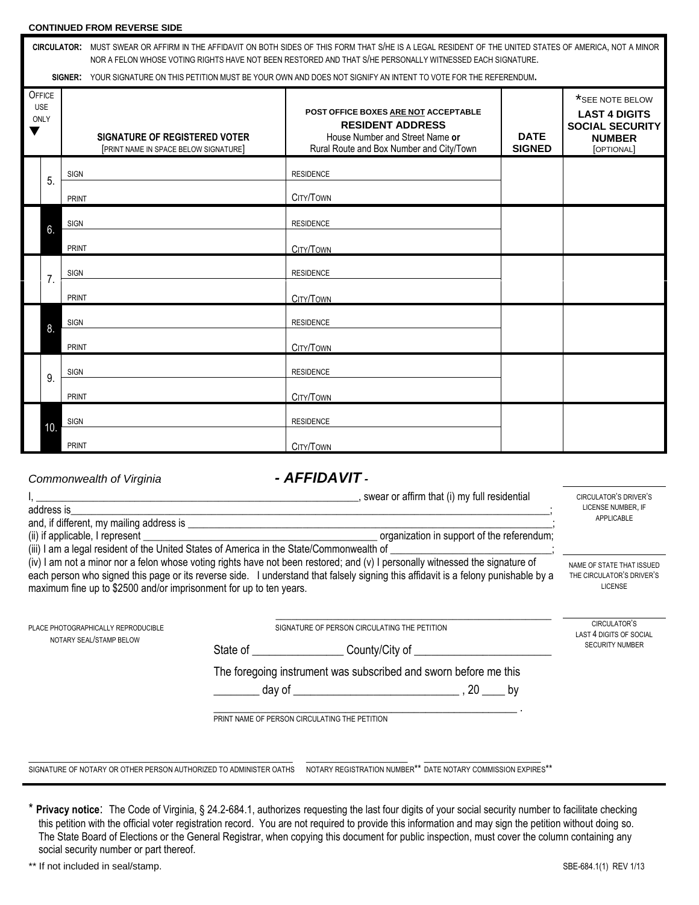**CONTINUED FROM REVERSE SIDE**

**CIRCULATOR:** MUST SWEAR OR AFFIRM IN THE AFFIDAVIT ON BOTH SIDES OF THIS FORM THAT S/HE IS A LEGAL RESIDENT OF THE UNITED STATES OF AMERICA, NOT A MINOR NOR A FELON WHOSE VOTING RIGHTS HAVE NOT BEEN RESTORED AND THAT S/HE PERSONALLY WITNESSED EACH SIGNATURE.

**SIGNER:** YOUR SIGNATURE ON THIS PETITION MUST BE YOUR OWN AND DOES NOT SIGNIFY AN INTENT TO VOTE FOR THE REFERENDUM.

| OFFICE USE ONLY ▼ | | SIGNATURE OF REGISTERED VOTER [PRINT NAME IN SPACE BELOW SIGNATURE] | POST OFFICE BOXES ARE NOT ACCEPTABLE **RESIDENT ADDRESS** House Number and Street Name **or** Rural Route and Box Number and City/Town | **DATE SIGNED** | *SEE NOTE BELOW **LAST 4 DIGITS SOCIAL SECURITY NUMBER** [OPTIONAL] |
|---|---|---|---|---|---|
| | 5. | SIGN<br>PRINT | RESIDENCE<br>CITY/TOWN | | |
| | 6. | SIGN<br>PRINT | RESIDENCE<br>CITY/TOWN | | |
| | 7. | SIGN<br>PRINT | RESIDENCE<br>CITY/TOWN | | |
| | 8. | SIGN<br>PRINT | RESIDENCE<br>CITY/TOWN | | |
| | 9. | SIGN<br>PRINT | RESIDENCE<br>CITY/TOWN | | |
| | 10. | SIGN<br>PRINT | RESIDENCE<br>CITY/TOWN | | |

*Commonwealth of Virginia*

## *- AFFIDAVIT -*

I, ____________________________________________, swear or affirm that (i) my full residential address is____________________________________________;
and, if different, my mailing address is ____________________________________________;
(ii) if applicable, I represent ______________________________ organization in support of the referendum;
(iii) I am a legal resident of the United States of America in the State/Commonwealth of ______________________;
(iv) I am not a minor nor a felon whose voting rights have not been restored; and (v) I personally witnessed the signature of each person who signed this page or its reverse side. I understand that falsely signing this affidavit is a felony punishable by a maximum fine up to $2500 and/or imprisonment for up to ten years.

______________________ CIRCULATOR'S DRIVER'S LICENSE NUMBER, IF APPLICABLE

______________________ NAME OF STATE THAT ISSUED THE CIRCULATOR'S DRIVER'S LICENSE

______________________ CIRCULATOR'S LAST 4 DIGITS OF SOCIAL SECURITY NUMBER

PLACE PHOTOGRAPHICALLY REPRODUCIBLE NOTARY SEAL/STAMP BELOW

______________________________________________
SIGNATURE OF PERSON CIRCULATING THE PETITION

State of _______________ County/City of _______________________

The foregoing instrument was subscribed and sworn before me this

________ day of ____________________________ , 20 ____ by

______________________________________________ .
PRINT NAME OF PERSON CIRCULATING THE PETITION

______________________________ SIGNATURE OF NOTARY OR OTHER PERSON AUTHORIZED TO ADMINISTER OATHS

______________________ NOTARY REGISTRATION NUMBER**

______________________ DATE NOTARY COMMISSION EXPIRES**

* **Privacy notice**: The Code of Virginia, § 24.2-684.1, authorizes requesting the last four digits of your social security number to facilitate checking this petition with the official voter registration record. You are not required to provide this information and may sign the petition without doing so. The State Board of Elections or the General Registrar, when copying this document for public inspection, must cover the column containing any social security number or part thereof.

** If not included in seal/stamp.

SBE-684.1(1) REV 1/13